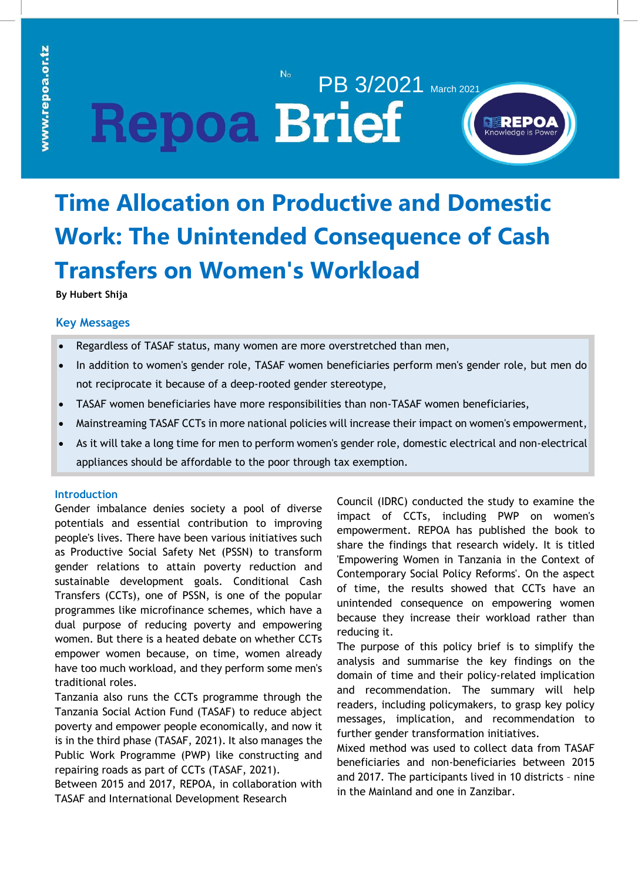Repoa Brief

No PB 3/2021 March 2021

# Time Allocation on Productive and Domestic Work: The Unintended Consequence of Cash Transfers on Women's Workload

**By Hubert Shija**

## Key Messages

- Regardless of TASAF status, many women are more overstretched than men,
- In addition to women's gender role, TASAF women beneficiaries perform men's gender role, but men do not reciprocate it because of a deep-rooted gender stereotype,
- TASAF women beneficiaries have more responsibilities than non-TASAF women beneficiaries,
- Mainstreaming TASAF CCTs in more national policies will increase their impact on women's empowerment,
- As it will take a long time for men to perform women's gender role, domestic electrical and non-electrical appliances should be affordable to the poor through tax exemption.

## Introduction

Gender imbalance denies society a pool of diverse potentials and essential contribution to improving people's lives. There have been various initiatives such as Productive Social Safety Net (PSSN) to transform gender relations to attain poverty reduction and sustainable development goals. Conditional Cash Transfers (CCTs), one of PSSN, is one of the popular programmes like microfinance schemes, which have a dual purpose of reducing poverty and empowering women. But there is a heated debate on whether CCTs empower women because, on time, women already have too much workload, and they perform some men's traditional roles.

Tanzania also runs the CCTs programme through the Tanzania Social Action Fund (TASAF) to reduce abject poverty and empower people economically, and now it is in the third phase (TASAF, 2021). It also manages the Public Work Programme (PWP) like constructing and repairing roads as part of CCTs (TASAF, 2021).

Between 2015 and 2017, REPOA, in collaboration with TASAF and International Development Research Council (IDRC) conducted the study to examine the impact of CCTs, including PWP on women's empowerment. REPOA has published the book to share the findings that research widely. It is titled 'Empowering Women in Tanzania in the Context of Contemporary Social Policy Reforms'. On the aspect of time, the results showed that CCTs have an unintended consequence on empowering women because they increase their workload rather than reducing it.

The purpose of this policy brief is to simplify the analysis and summarise the key findings on the domain of time and their policy-related implication and recommendation. The summary will help readers, including policymakers, to grasp key policy messages, implication, and recommendation to further gender transformation initiatives.

Mixed method was used to collect data from TASAF beneficiaries and non-beneficiaries between 2015 and 2017. The participants lived in 10 districts – nine in the Mainland and one in Zanzibar.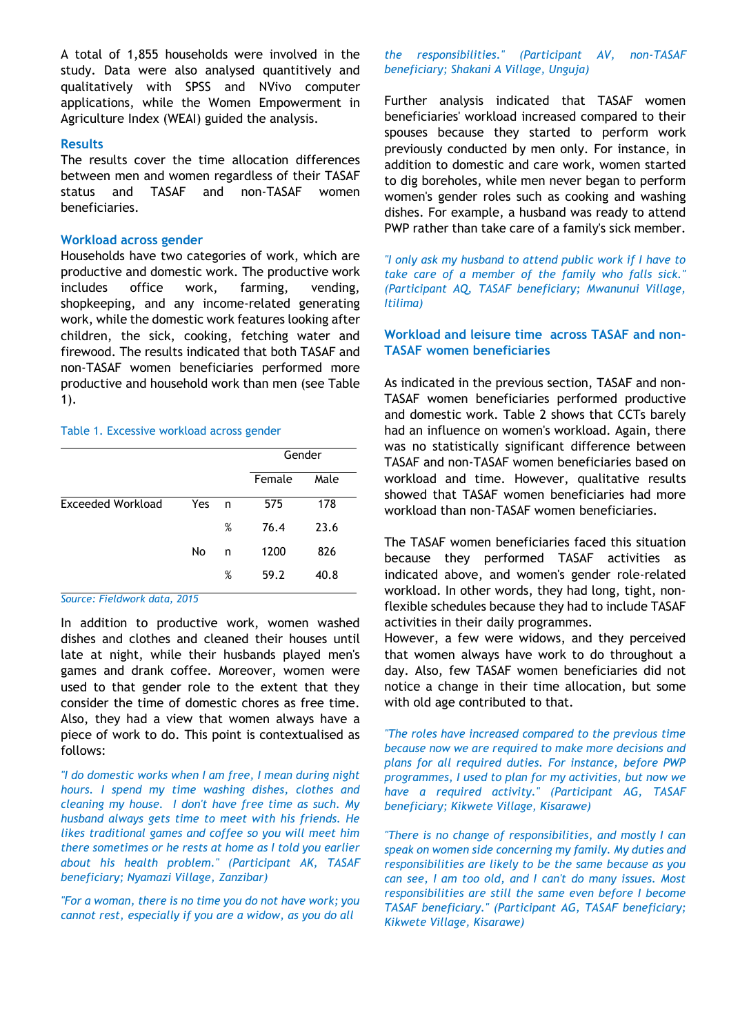A total of 1,855 households were involved in the study. Data were also analysed quantitively and qualitatively with SPSS and NVivo computer applications, while the Women Empowerment in Agriculture Index (WEAI) guided the analysis.

## Results

The results cover the time allocation differences between men and women regardless of their TASAF status and TASAF and non-TASAF women beneficiaries.

### Workload across gender

Households have two categories of work, which are productive and domestic work. The productive work includes office work, farming, vending, shopkeeping, and any income-related generating work, while the domestic work features looking after children, the sick, cooking, fetching water and firewood. The results indicated that both TASAF and non-TASAF women beneficiaries performed more productive and household work than men (see Table 1).

Table 1. Excessive workload across gender

| | | | Gender | |
|---|---|---|---|---|
| | | | Female | Male |
| Exceeded Workload | Yes | n | 575 | 178 |
| | | % | 76.4 | 23.6 |
| | No | n | 1200 | 826 |
| | | % | 59.2 | 40.8 |

*Source: Fieldwork data, 2015*

In addition to productive work, women washed dishes and clothes and cleaned their houses until late at night, while their husbands played men's games and drank coffee. Moreover, women were used to that gender role to the extent that they consider the time of domestic chores as free time. Also, they had a view that women always have a piece of work to do. This point is contextualised as follows:

*"I do domestic works when I am free, I mean during night hours. I spend my time washing dishes, clothes and cleaning my house. I don't have free time as such. My husband always gets time to meet with his friends. He likes traditional games and coffee so you will meet him there sometimes or he rests at home as I told you earlier about his health problem." (Participant AK, TASAF beneficiary; Nyamazi Village, Zanzibar)*

*"For a woman, there is no time you do not have work; you cannot rest, especially if you are a widow, as you do all the responsibilities." (Participant AV, non-TASAF beneficiary; Shakani A Village, Unguja)*

Further analysis indicated that TASAF women beneficiaries' workload increased compared to their spouses because they started to perform work previously conducted by men only. For instance, in addition to domestic and care work, women started to dig boreholes, while men never began to perform women's gender roles such as cooking and washing dishes. For example, a husband was ready to attend PWP rather than take care of a family's sick member.

*"I only ask my husband to attend public work if I have to take care of a member of the family who falls sick." (Participant AQ, TASAF beneficiary; Mwanunui Village, Itilima)*

### Workload and leisure time across TASAF and non-TASAF women beneficiaries

As indicated in the previous section, TASAF and non-TASAF women beneficiaries performed productive and domestic work. Table 2 shows that CCTs barely had an influence on women's workload. Again, there was no statistically significant difference between TASAF and non-TASAF women beneficiaries based on workload and time. However, qualitative results showed that TASAF women beneficiaries had more workload than non-TASAF women beneficiaries.

The TASAF women beneficiaries faced this situation because they performed TASAF activities as indicated above, and women's gender role-related workload. In other words, they had long, tight, non-flexible schedules because they had to include TASAF activities in their daily programmes.
However, a few were widows, and they perceived that women always have work to do throughout a day. Also, few TASAF women beneficiaries did not notice a change in their time allocation, but some with old age contributed to that.

*"The roles have increased compared to the previous time because now we are required to make more decisions and plans for all required duties. For instance, before PWP programmes, I used to plan for my activities, but now we have a required activity." (Participant AG, TASAF beneficiary; Kikwete Village, Kisarawe)*

*"There is no change of responsibilities, and mostly I can speak on women side concerning my family. My duties and responsibilities are likely to be the same because as you can see, I am too old, and I can't do many issues. Most responsibilities are still the same even before I become TASAF beneficiary." (Participant AG, TASAF beneficiary; Kikwete Village, Kisarawe)*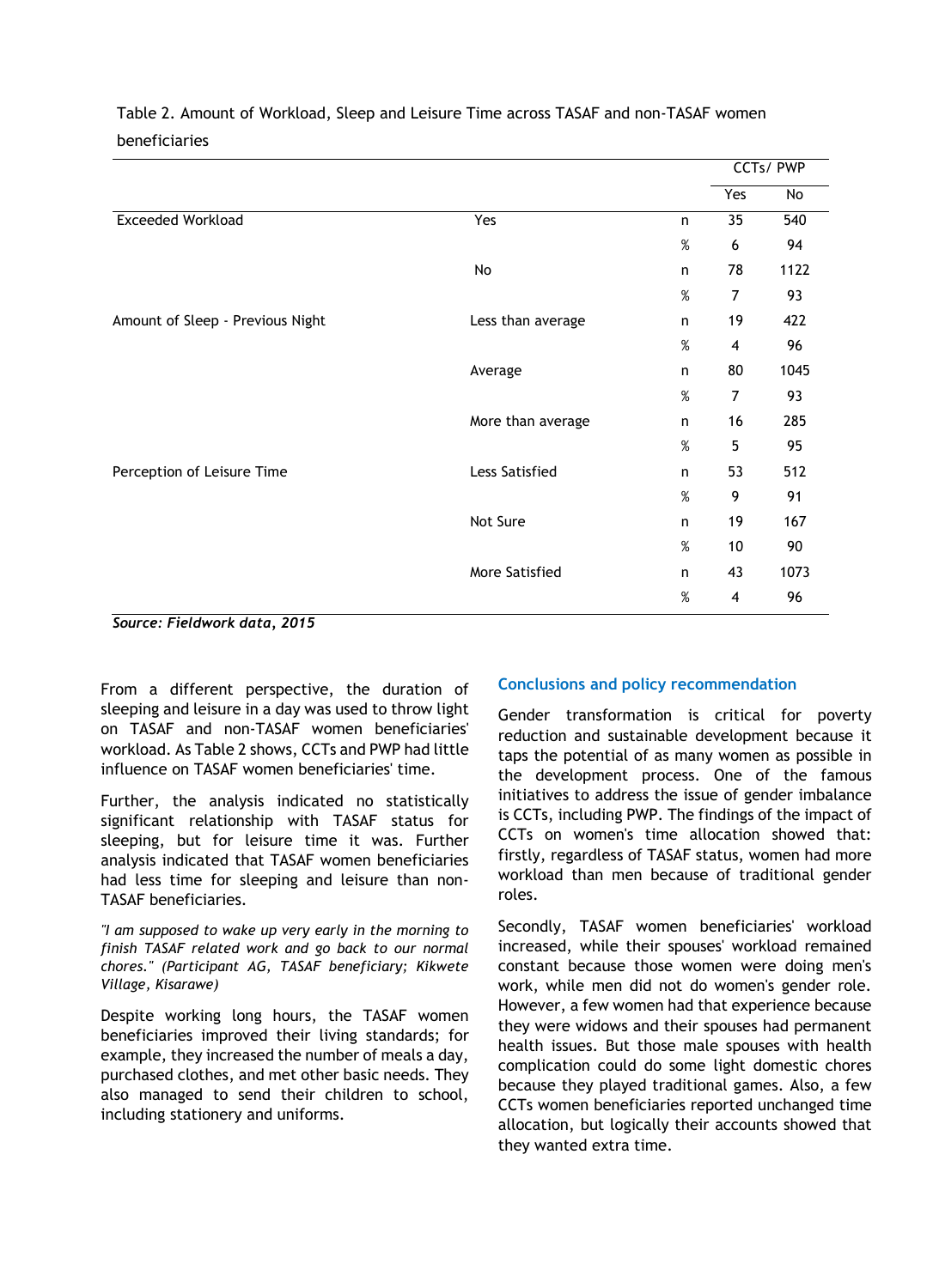Table 2. Amount of Workload, Sleep and Leisure Time across TASAF and non-TASAF women beneficiaries

| | | | CCTs/ PWP | |
|---|---|---|---|---|
| | | | Yes | No |
| Exceeded Workload | Yes | n | 35 | 540 |
| | | % | 6 | 94 |
| | No | n | 78 | 1122 |
| | | % | 7 | 93 |
| Amount of Sleep - Previous Night | Less than average | n | 19 | 422 |
| | | % | 4 | 96 |
| | Average | n | 80 | 1045 |
| | | % | 7 | 93 |
| | More than average | n | 16 | 285 |
| | | % | 5 | 95 |
| Perception of Leisure Time | Less Satisfied | n | 53 | 512 |
| | | % | 9 | 91 |
| | Not Sure | n | 19 | 167 |
| | | % | 10 | 90 |
| | More Satisfied | n | 43 | 1073 |
| | | % | 4 | 96 |

***Source: Fieldwork data, 2015***

From a different perspective, the duration of sleeping and leisure in a day was used to throw light on TASAF and non-TASAF women beneficiaries' workload. As Table 2 shows, CCTs and PWP had little influence on TASAF women beneficiaries' time.

Further, the analysis indicated no statistically significant relationship with TASAF status for sleeping, but for leisure time it was. Further analysis indicated that TASAF women beneficiaries had less time for sleeping and leisure than non-TASAF beneficiaries.

*"I am supposed to wake up very early in the morning to finish TASAF related work and go back to our normal chores." (Participant AG, TASAF beneficiary; Kikwete Village, Kisarawe)*

Despite working long hours, the TASAF women beneficiaries improved their living standards; for example, they increased the number of meals a day, purchased clothes, and met other basic needs. They also managed to send their children to school, including stationery and uniforms.

## Conclusions and policy recommendation

Gender transformation is critical for poverty reduction and sustainable development because it taps the potential of as many women as possible in the development process. One of the famous initiatives to address the issue of gender imbalance is CCTs, including PWP. The findings of the impact of CCTs on women's time allocation showed that: firstly, regardless of TASAF status, women had more workload than men because of traditional gender roles.

Secondly, TASAF women beneficiaries' workload increased, while their spouses' workload remained constant because those women were doing men's work, while men did not do women's gender role. However, a few women had that experience because they were widows and their spouses had permanent health issues. But those male spouses with health complication could do some light domestic chores because they played traditional games. Also, a few CCTs women beneficiaries reported unchanged time allocation, but logically their accounts showed that they wanted extra time.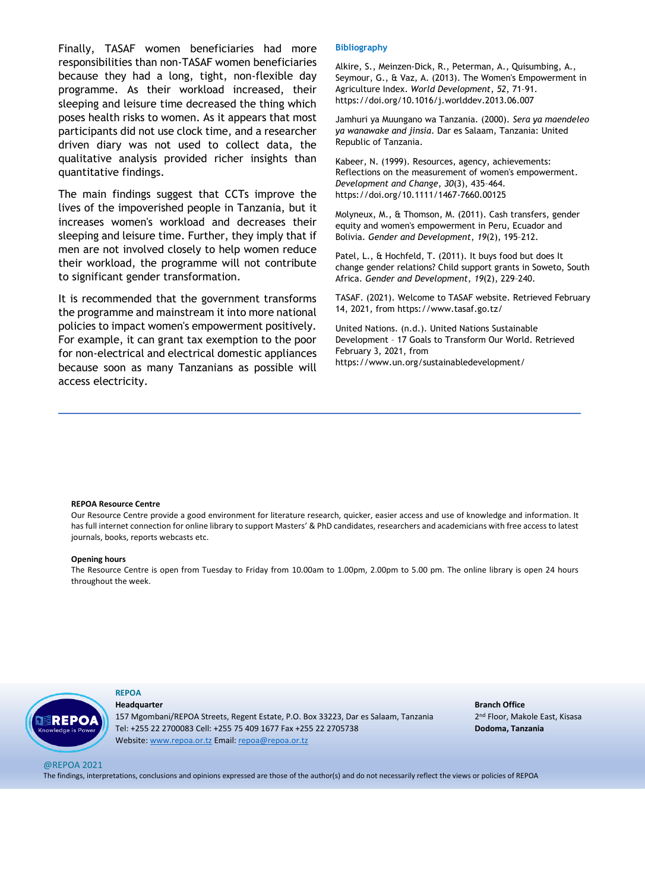Finally, TASAF women beneficiaries had more responsibilities than non-TASAF women beneficiaries because they had a long, tight, non-flexible day programme. As their workload increased, their sleeping and leisure time decreased the thing which poses health risks to women. As it appears that most participants did not use clock time, and a researcher driven diary was not used to collect data, the qualitative analysis provided richer insights than quantitative findings.

The main findings suggest that CCTs improve the lives of the impoverished people in Tanzania, but it increases women's workload and decreases their sleeping and leisure time. Further, they imply that if men are not involved closely to help women reduce their workload, the programme will not contribute to significant gender transformation.

It is recommended that the government transforms the programme and mainstream it into more national policies to impact women's empowerment positively. For example, it can grant tax exemption to the poor for non-electrical and electrical domestic appliances because soon as many Tanzanians as possible will access electricity.

### Bibliography

Alkire, S., Meinzen-Dick, R., Peterman, A., Quisumbing, A., Seymour, G., & Vaz, A. (2013). The Women's Empowerment in Agriculture Index. *World Development*, *52*, 71-91. https://doi.org/10.1016/j.worlddev.2013.06.007

Jamhuri ya Muungano wa Tanzania. (2000). *Sera ya maendeleo ya wanawake and jinsia*. Dar es Salaam, Tanzania: United Republic of Tanzania.

Kabeer, N. (1999). Resources, agency, achievements: Reflections on the measurement of women's empowerment. *Development and Change*, *30*(3), 435-464. https://doi.org/10.1111/1467-7660.00125

Molyneux, M., & Thomson, M. (2011). Cash transfers, gender equity and women's empowerment in Peru, Ecuador and Bolivia. *Gender and Development*, *19*(2), 195-212.

Patel, L., & Hochfeld, T. (2011). It buys food but does It change gender relations? Child support grants in Soweto, South Africa. *Gender and Development*, *19*(2), 229-240.

TASAF. (2021). Welcome to TASAF website. Retrieved February 14, 2021, from https://www.tasaf.go.tz/

United Nations. (n.d.). United Nations Sustainable Development – 17 Goals to Transform Our World. Retrieved February 3, 2021, from https://www.un.org/sustainabledevelopment/

---

**REPOA Resource Centre**

Our Resource Centre provide a good environment for literature research, quicker, easier access and use of knowledge and information. It has full internet connection for online library to support Masters' & PhD candidates, researchers and academicians with free access to latest journals, books, reports webcasts etc.

**Opening hours**

The Resource Centre is open from Tuesday to Friday from 10.00am to 1.00pm, 2.00pm to 5.00 pm. The online library is open 24 hours throughout the week.

**REPOA**

**Headquarter**
157 Mgombani/REPOA Streets, Regent Estate, P.O. Box 33223, Dar es Salaam, Tanzania
Tel: +255 22 2700083 Cell: +255 75 409 1677 Fax +255 22 2705738
Website: www.repoa.or.tz Email: repoa@repoa.or.tz

**Branch Office**
2nd Floor, Makole East, Kisasa
**Dodoma, Tanzania**

@REPOA 2021

The findings, interpretations, conclusions and opinions expressed are those of the author(s) and do not necessarily reflect the views or policies of REPOA